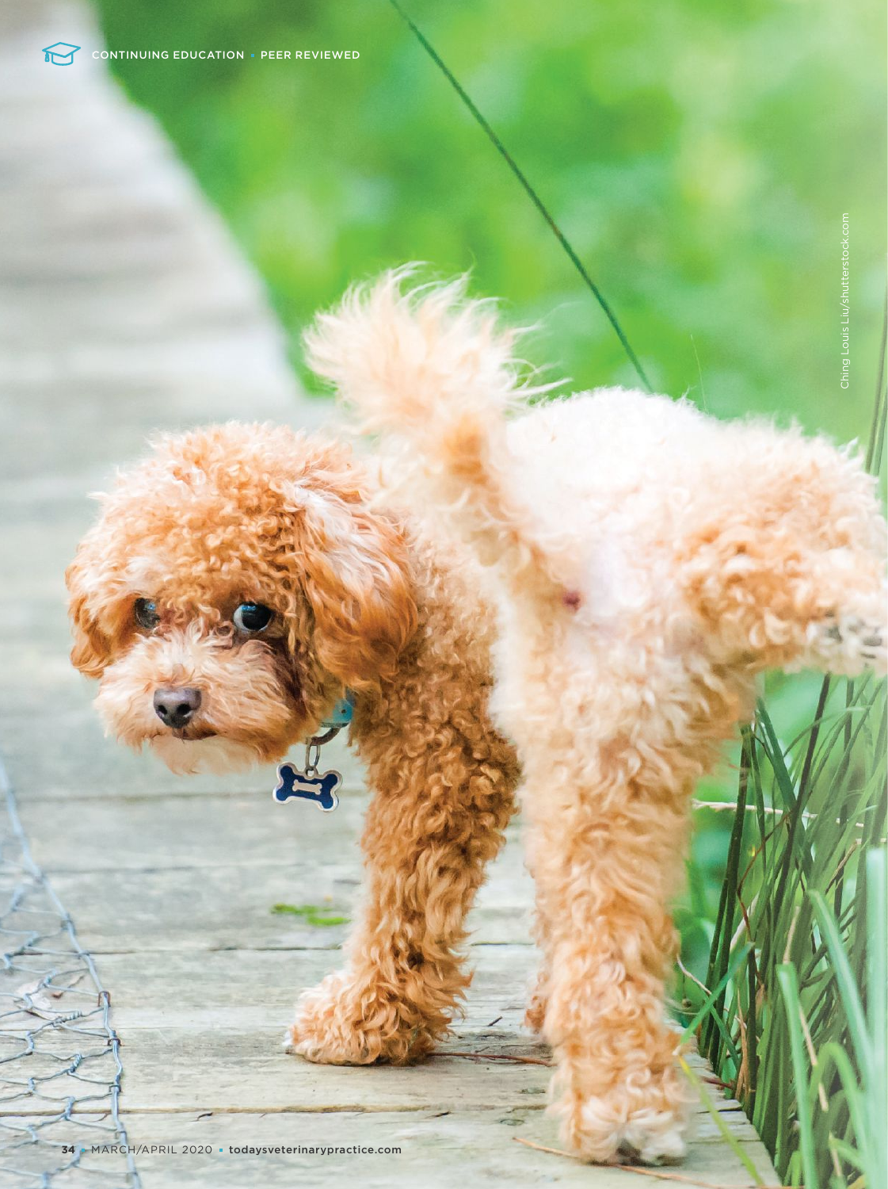Ching Louis Liu/shutterstock.com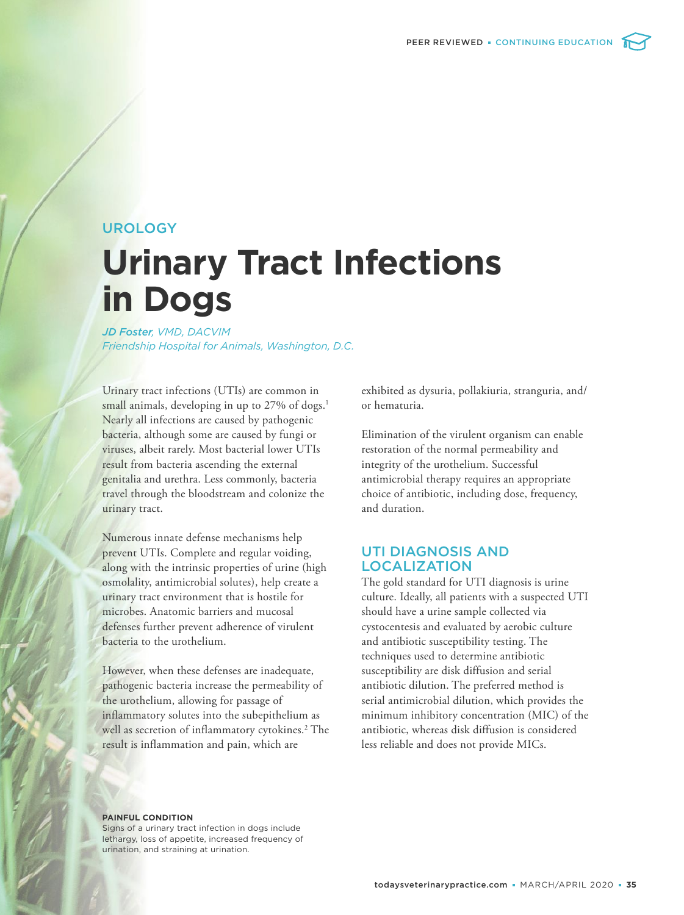UROLOGY

# Urinary Tract Infections in Dogs

*JD Foster, VMD, DACVIM*
*Friendship Hospital for Animals, Washington, D.C.*

Urinary tract infections (UTIs) are common in small animals, developing in up to 27% of dogs.[1] Nearly all infections are caused by pathogenic bacteria, although some are caused by fungi or viruses, albeit rarely. Most bacterial lower UTIs result from bacteria ascending the external genitalia and urethra. Less commonly, bacteria travel through the bloodstream and colonize the urinary tract.

Numerous innate defense mechanisms help prevent UTIs. Complete and regular voiding, along with the intrinsic properties of urine (high osmolality, antimicrobial solutes), help create a urinary tract environment that is hostile for microbes. Anatomic barriers and mucosal defenses further prevent adherence of virulent bacteria to the urothelium.

However, when these defenses are inadequate, pathogenic bacteria increase the permeability of the urothelium, allowing for passage of inflammatory solutes into the subepithelium as well as secretion of inflammatory cytokines.[2] The result is inflammation and pain, which are exhibited as dysuria, pollakiuria, stranguria, and/or hematuria.

Elimination of the virulent organism can enable restoration of the normal permeability and integrity of the urothelium. Successful antimicrobial therapy requires an appropriate choice of antibiotic, including dose, frequency, and duration.

## UTI DIAGNOSIS AND LOCALIZATION

The gold standard for UTI diagnosis is urine culture. Ideally, all patients with a suspected UTI should have a urine sample collected via cystocentesis and evaluated by aerobic culture and antibiotic susceptibility testing. The techniques used to determine antibiotic susceptibility are disk diffusion and serial antibiotic dilution. The preferred method is serial antimicrobial dilution, which provides the minimum inhibitory concentration (MIC) of the antibiotic, whereas disk diffusion is considered less reliable and does not provide MICs.

**PAINFUL CONDITION**
Signs of a urinary tract infection in dogs include lethargy, loss of appetite, increased frequency of urination, and straining at urination.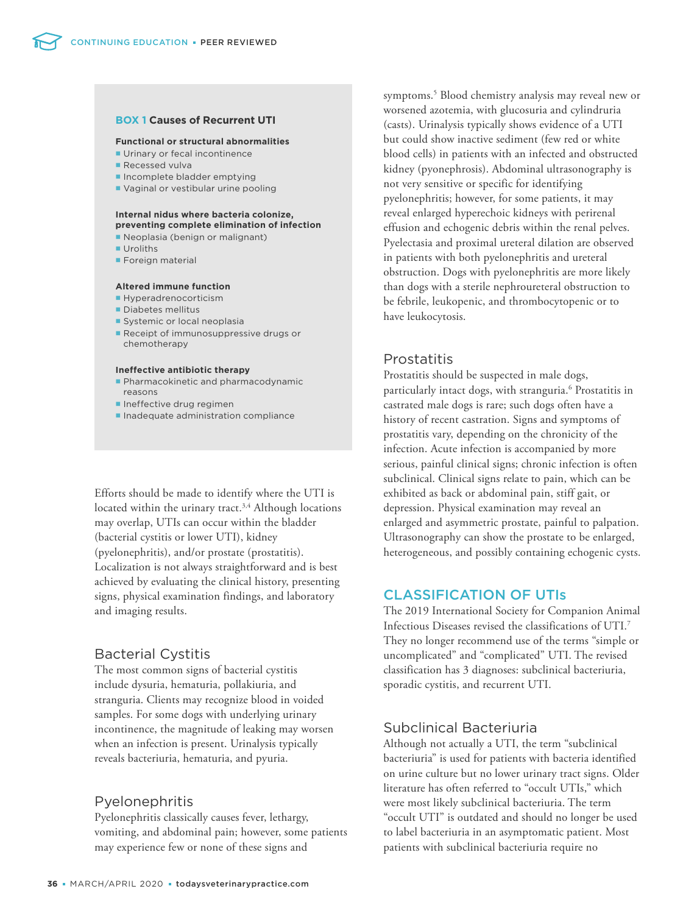### BOX 1 Causes of Recurrent UTI

**Functional or structural abnormalities**

- Urinary or fecal incontinence
- Recessed vulva
- Incomplete bladder emptying
- Vaginal or vestibular urine pooling

**Internal nidus where bacteria colonize, preventing complete elimination of infection**

- Neoplasia (benign or malignant)
- Uroliths
- Foreign material

**Altered immune function**

- Hyperadrenocorticism
- Diabetes mellitus
- Systemic or local neoplasia
- Receipt of immunosuppressive drugs or chemotherapy

**Ineffective antibiotic therapy**

- Pharmacokinetic and pharmacodynamic reasons
- Ineffective drug regimen
- Inadequate administration compliance

Efforts should be made to identify where the UTI is located within the urinary tract.[3,4] Although locations may overlap, UTIs can occur within the bladder (bacterial cystitis or lower UTI), kidney (pyelonephritis), and/or prostate (prostatitis). Localization is not always straightforward and is best achieved by evaluating the clinical history, presenting signs, physical examination findings, and laboratory and imaging results.

### Bacterial Cystitis

The most common signs of bacterial cystitis include dysuria, hematuria, pollakiuria, and stranguria. Clients may recognize blood in voided samples. For some dogs with underlying urinary incontinence, the magnitude of leaking may worsen when an infection is present. Urinalysis typically reveals bacteriuria, hematuria, and pyuria.

### Pyelonephritis

Pyelonephritis classically causes fever, lethargy, vomiting, and abdominal pain; however, some patients may experience few or none of these signs and symptoms.[5] Blood chemistry analysis may reveal new or worsened azotemia, with glucosuria and cylindruria (casts). Urinalysis typically shows evidence of a UTI but could show inactive sediment (few red or white blood cells) in patients with an infected and obstructed kidney (pyonephrosis). Abdominal ultrasonography is not very sensitive or specific for identifying pyelonephritis; however, for some patients, it may reveal enlarged hyperechoic kidneys with perirenal effusion and echogenic debris within the renal pelves. Pyelectasia and proximal ureteral dilation are observed in patients with both pyelonephritis and ureteral obstruction. Dogs with pyelonephritis are more likely than dogs with a sterile nephroureteral obstruction to be febrile, leukopenic, and thrombocytopenic or to have leukocytosis.

### Prostatitis

Prostatitis should be suspected in male dogs, particularly intact dogs, with stranguria.[6] Prostatitis in castrated male dogs is rare; such dogs often have a history of recent castration. Signs and symptoms of prostatitis vary, depending on the chronicity of the infection. Acute infection is accompanied by more serious, painful clinical signs; chronic infection is often subclinical. Clinical signs relate to pain, which can be exhibited as back or abdominal pain, stiff gait, or depression. Physical examination may reveal an enlarged and asymmetric prostate, painful to palpation. Ultrasonography can show the prostate to be enlarged, heterogeneous, and possibly containing echogenic cysts.

## CLASSIFICATION OF UTIs

The 2019 International Society for Companion Animal Infectious Diseases revised the classifications of UTI.[7] They no longer recommend use of the terms "simple or uncomplicated" and "complicated" UTI. The revised classification has 3 diagnoses: subclinical bacteriuria, sporadic cystitis, and recurrent UTI.

### Subclinical Bacteriuria

Although not actually a UTI, the term "subclinical bacteriuria" is used for patients with bacteria identified on urine culture but no lower urinary tract signs. Older literature has often referred to "occult UTIs," which were most likely subclinical bacteriuria. The term "occult UTI" is outdated and should no longer be used to label bacteriuria in an asymptomatic patient. Most patients with subclinical bacteriuria require no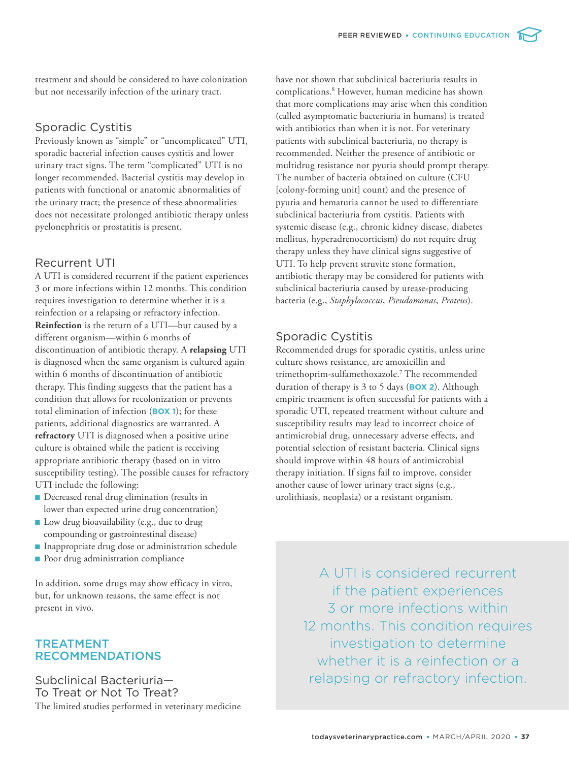treatment and should be considered to have colonization but not necessarily infection of the urinary tract.

### Sporadic Cystitis

Previously known as "simple" or "uncomplicated" UTI, sporadic bacterial infection causes cystitis and lower urinary tract signs. The term "complicated" UTI is no longer recommended. Bacterial cystitis may develop in patients with functional or anatomic abnormalities of the urinary tract; the presence of these abnormalities does not necessitate prolonged antibiotic therapy unless pyelonephritis or prostatitis is present.

### Recurrent UTI

A UTI is considered recurrent if the patient experiences 3 or more infections within 12 months. This condition requires investigation to determine whether it is a reinfection or a relapsing or refractory infection. **Reinfection** is the return of a UTI—but caused by a different organism—within 6 months of discontinuation of antibiotic therapy. A **relapsing** UTI is diagnosed when the same organism is cultured again within 6 months of discontinuation of antibiotic therapy. This finding suggests that the patient has a condition that allows for recolonization or prevents total elimination of infection (**BOX 1**); for these patients, additional diagnostics are warranted. A **refractory** UTI is diagnosed when a positive urine culture is obtained while the patient is receiving appropriate antibiotic therapy (based on in vitro susceptibility testing). The possible causes for refractory UTI include the following:

- Decreased renal drug elimination (results in lower than expected urine drug concentration)
- Low drug bioavailability (e.g., due to drug compounding or gastrointestinal disease)
- Inappropriate drug dose or administration schedule
- Poor drug administration compliance

In addition, some drugs may show efficacy in vitro, but, for unknown reasons, the same effect is not present in vivo.

## TREATMENT RECOMMENDATIONS

### Subclinical Bacteriuria—To Treat or Not To Treat?

The limited studies performed in veterinary medicine have not shown that subclinical bacteriuria results in complications.[8] However, human medicine has shown that more complications may arise when this condition (called asymptomatic bacteriuria in humans) is treated with antibiotics than when it is not. For veterinary patients with subclinical bacteriuria, no therapy is recommended. Neither the presence of antibiotic or multidrug resistance nor pyuria should prompt therapy. The number of bacteria obtained on culture (CFU [colony-forming unit] count) and the presence of pyuria and hematuria cannot be used to differentiate subclinical bacteriuria from cystitis. Patients with systemic disease (e.g., chronic kidney disease, diabetes mellitus, hyperadrenocorticism) do not require drug therapy unless they have clinical signs suggestive of UTI. To help prevent struvite stone formation, antibiotic therapy may be considered for patients with subclinical bacteriuria caused by urease-producing bacteria (e.g., *Staphylococcus*, *Pseudomonas*, *Proteus*).

### Sporadic Cystitis

Recommended drugs for sporadic cystitis, unless urine culture shows resistance, are amoxicillin and trimethoprim-sulfamethoxazole.[7] The recommended duration of therapy is 3 to 5 days (**BOX 2**). Although empiric treatment is often successful for patients with a sporadic UTI, repeated treatment without culture and susceptibility results may lead to incorrect choice of antimicrobial drug, unnecessary adverse effects, and potential selection of resistant bacteria. Clinical signs should improve within 48 hours of antimicrobial therapy initiation. If signs fail to improve, consider another cause of lower urinary tract signs (e.g., urolithiasis, neoplasia) or a resistant organism.

> A UTI is considered recurrent if the patient experiences 3 or more infections within 12 months. This condition requires investigation to determine whether it is a reinfection or a relapsing or refractory infection.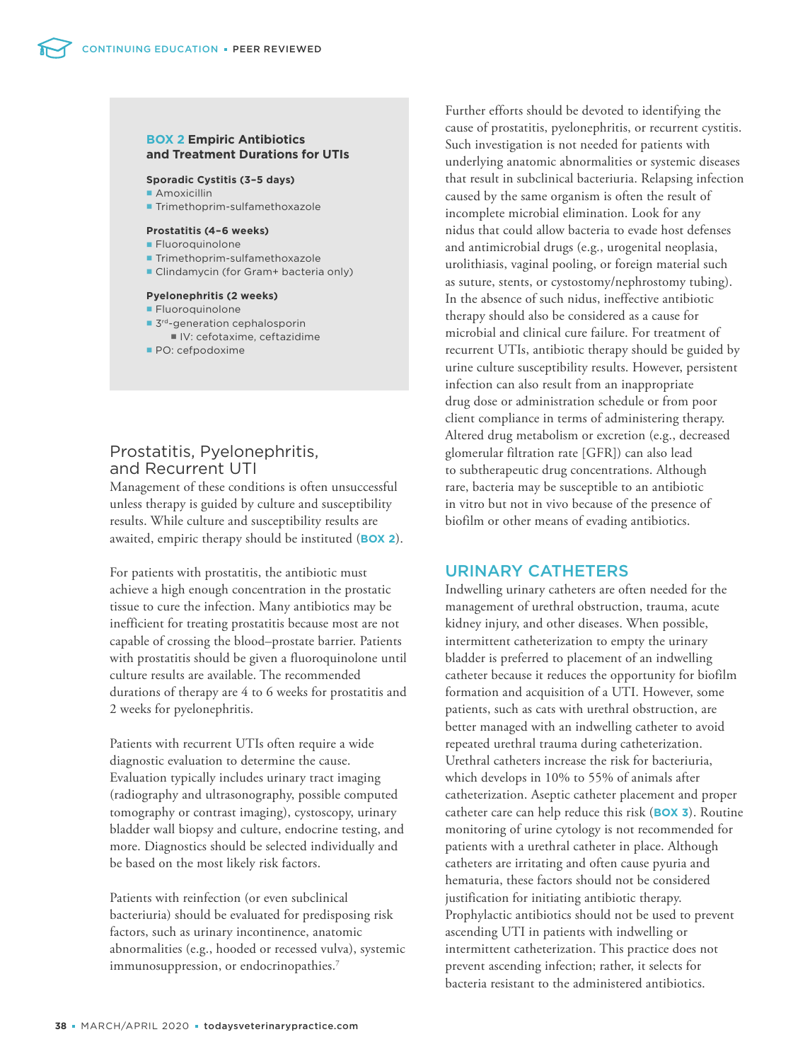**BOX 2 Empiric Antibiotics and Treatment Durations for UTIs**

**Sporadic Cystitis (3–5 days)**

- Amoxicillin
- Trimethoprim-sulfamethoxazole

**Prostatitis (4–6 weeks)**

- Fluoroquinolone
- Trimethoprim-sulfamethoxazole
- Clindamycin (for Gram+ bacteria only)

**Pyelonephritis (2 weeks)**

- Fluoroquinolone
- 3rd-generation cephalosporin
  - IV: cefotaxime, ceftazidime
- PO: cefpodoxime

### Prostatitis, Pyelonephritis, and Recurrent UTI

Management of these conditions is often unsuccessful unless therapy is guided by culture and susceptibility results. While culture and susceptibility results are awaited, empiric therapy should be instituted (**BOX 2**).

For patients with prostatitis, the antibiotic must achieve a high enough concentration in the prostatic tissue to cure the infection. Many antibiotics may be inefficient for treating prostatitis because most are not capable of crossing the blood–prostate barrier. Patients with prostatitis should be given a fluoroquinolone until culture results are available. The recommended durations of therapy are 4 to 6 weeks for prostatitis and 2 weeks for pyelonephritis.

Patients with recurrent UTIs often require a wide diagnostic evaluation to determine the cause. Evaluation typically includes urinary tract imaging (radiography and ultrasonography, possible computed tomography or contrast imaging), cystoscopy, urinary bladder wall biopsy and culture, endocrine testing, and more. Diagnostics should be selected individually and be based on the most likely risk factors.

Patients with reinfection (or even subclinical bacteriuria) should be evaluated for predisposing risk factors, such as urinary incontinence, anatomic abnormalities (e.g., hooded or recessed vulva), systemic immunosuppression, or endocrinopathies.[7]

Further efforts should be devoted to identifying the cause of prostatitis, pyelonephritis, or recurrent cystitis. Such investigation is not needed for patients with underlying anatomic abnormalities or systemic diseases that result in subclinical bacteriuria. Relapsing infection caused by the same organism is often the result of incomplete microbial elimination. Look for any nidus that could allow bacteria to evade host defenses and antimicrobial drugs (e.g., urogenital neoplasia, urolithiasis, vaginal pooling, or foreign material such as suture, stents, or cystostomy/nephrostomy tubing). In the absence of such nidus, ineffective antibiotic therapy should also be considered as a cause for microbial and clinical cure failure. For treatment of recurrent UTIs, antibiotic therapy should be guided by urine culture susceptibility results. However, persistent infection can also result from an inappropriate drug dose or administration schedule or from poor client compliance in terms of administering therapy. Altered drug metabolism or excretion (e.g., decreased glomerular filtration rate [GFR]) can also lead to subtherapeutic drug concentrations. Although rare, bacteria may be susceptible to an antibiotic in vitro but not in vivo because of the presence of biofilm or other means of evading antibiotics.

## URINARY CATHETERS

Indwelling urinary catheters are often needed for the management of urethral obstruction, trauma, acute kidney injury, and other diseases. When possible, intermittent catheterization to empty the urinary bladder is preferred to placement of an indwelling catheter because it reduces the opportunity for biofilm formation and acquisition of a UTI. However, some patients, such as cats with urethral obstruction, are better managed with an indwelling catheter to avoid repeated urethral trauma during catheterization. Urethral catheters increase the risk for bacteriuria, which develops in 10% to 55% of animals after catheterization. Aseptic catheter placement and proper catheter care can help reduce this risk (**BOX 3**). Routine monitoring of urine cytology is not recommended for patients with a urethral catheter in place. Although catheters are irritating and often cause pyuria and hematuria, these factors should not be considered justification for initiating antibiotic therapy. Prophylactic antibiotics should not be used to prevent ascending UTI in patients with indwelling or intermittent catheterization. This practice does not prevent ascending infection; rather, it selects for bacteria resistant to the administered antibiotics.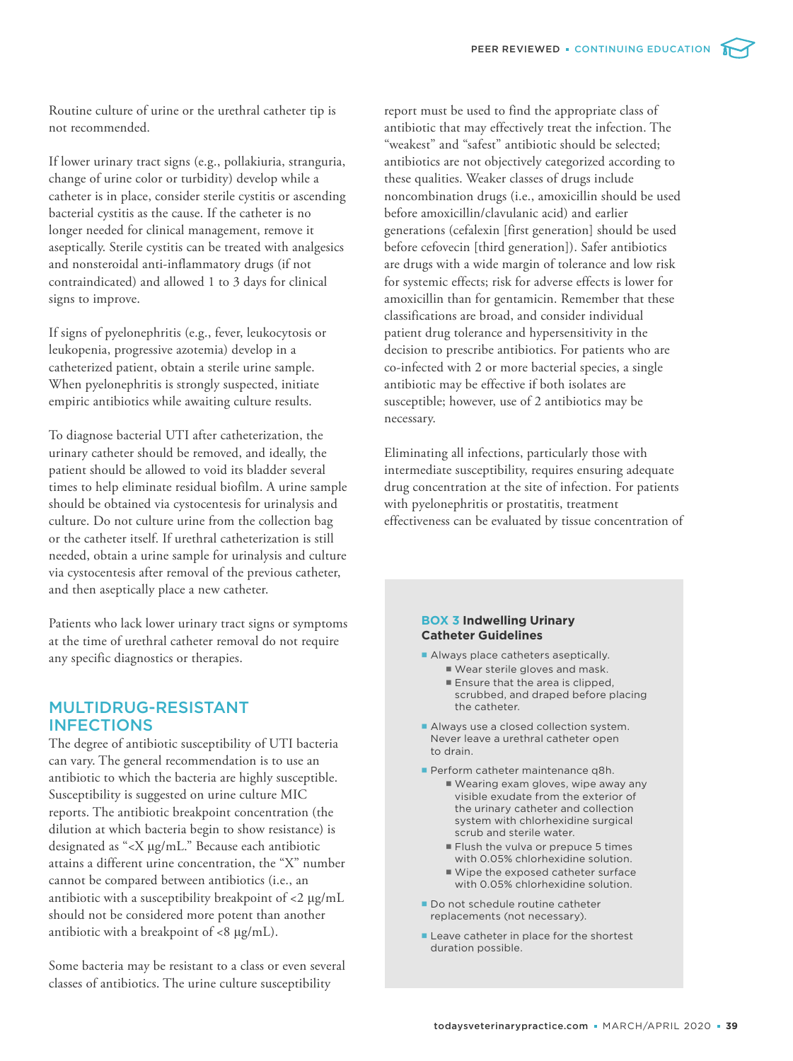Routine culture of urine or the urethral catheter tip is not recommended.

If lower urinary tract signs (e.g., pollakiuria, stranguria, change of urine color or turbidity) develop while a catheter is in place, consider sterile cystitis or ascending bacterial cystitis as the cause. If the catheter is no longer needed for clinical management, remove it aseptically. Sterile cystitis can be treated with analgesics and nonsteroidal anti-inflammatory drugs (if not contraindicated) and allowed 1 to 3 days for clinical signs to improve.

If signs of pyelonephritis (e.g., fever, leukocytosis or leukopenia, progressive azotemia) develop in a catheterized patient, obtain a sterile urine sample. When pyelonephritis is strongly suspected, initiate empiric antibiotics while awaiting culture results.

To diagnose bacterial UTI after catheterization, the urinary catheter should be removed, and ideally, the patient should be allowed to void its bladder several times to help eliminate residual biofilm. A urine sample should be obtained via cystocentesis for urinalysis and culture. Do not culture urine from the collection bag or the catheter itself. If urethral catheterization is still needed, obtain a urine sample for urinalysis and culture via cystocentesis after removal of the previous catheter, and then aseptically place a new catheter.

Patients who lack lower urinary tract signs or symptoms at the time of urethral catheter removal do not require any specific diagnostics or therapies.

## MULTIDRUG-RESISTANT INFECTIONS

The degree of antibiotic susceptibility of UTI bacteria can vary. The general recommendation is to use an antibiotic to which the bacteria are highly susceptible. Susceptibility is suggested on urine culture MIC reports. The antibiotic breakpoint concentration (the dilution at which bacteria begin to show resistance) is designated as "<X µg/mL." Because each antibiotic attains a different urine concentration, the "X" number cannot be compared between antibiotics (i.e., an antibiotic with a susceptibility breakpoint of <2 µg/mL should not be considered more potent than another antibiotic with a breakpoint of <8 µg/mL).

Some bacteria may be resistant to a class or even several classes of antibiotics. The urine culture susceptibility report must be used to find the appropriate class of antibiotic that may effectively treat the infection. The "weakest" and "safest" antibiotic should be selected; antibiotics are not objectively categorized according to these qualities. Weaker classes of drugs include noncombination drugs (i.e., amoxicillin should be used before amoxicillin/clavulanic acid) and earlier generations (cefalexin [first generation] should be used before cefovecin [third generation]). Safer antibiotics are drugs with a wide margin of tolerance and low risk for systemic effects; risk for adverse effects is lower for amoxicillin than for gentamicin. Remember that these classifications are broad, and consider individual patient drug tolerance and hypersensitivity in the decision to prescribe antibiotics. For patients who are co-infected with 2 or more bacterial species, a single antibiotic may be effective if both isolates are susceptible; however, use of 2 antibiotics may be necessary.

Eliminating all infections, particularly those with intermediate susceptibility, requires ensuring adequate drug concentration at the site of infection. For patients with pyelonephritis or prostatitis, treatment effectiveness can be evaluated by tissue concentration of

### BOX 3 Indwelling Urinary Catheter Guidelines

- Always place catheters aseptically.
  - Wear sterile gloves and mask.
  - Ensure that the area is clipped, scrubbed, and draped before placing the catheter.
- Always use a closed collection system. Never leave a urethral catheter open to drain.
- Perform catheter maintenance q8h.
  - Wearing exam gloves, wipe away any visible exudate from the exterior of the urinary catheter and collection system with chlorhexidine surgical scrub and sterile water.
  - Flush the vulva or prepuce 5 times with 0.05% chlorhexidine solution.
  - Wipe the exposed catheter surface with 0.05% chlorhexidine solution.
- Do not schedule routine catheter replacements (not necessary).
- Leave catheter in place for the shortest duration possible.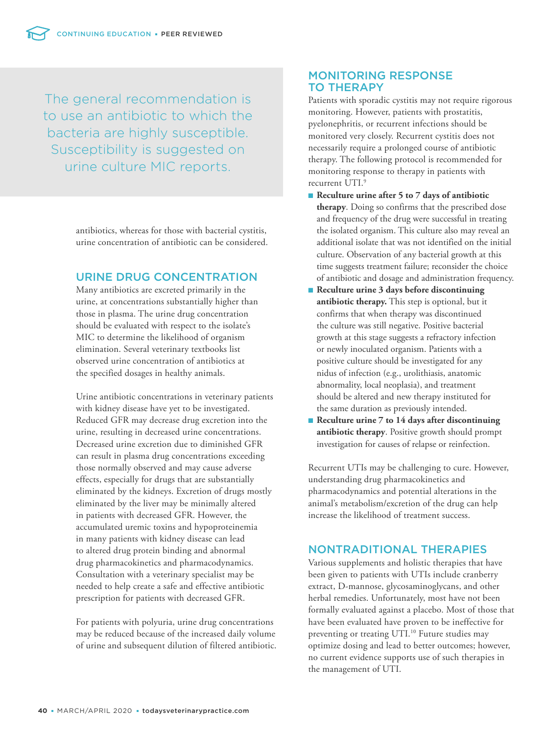> The general recommendation is to use an antibiotic to which the bacteria are highly susceptible. Susceptibility is suggested on urine culture MIC reports.

antibiotics, whereas for those with bacterial cystitis, urine concentration of antibiotic can be considered.

## URINE DRUG CONCENTRATION

Many antibiotics are excreted primarily in the urine, at concentrations substantially higher than those in plasma. The urine drug concentration should be evaluated with respect to the isolate's MIC to determine the likelihood of organism elimination. Several veterinary textbooks list observed urine concentration of antibiotics at the specified dosages in healthy animals.

Urine antibiotic concentrations in veterinary patients with kidney disease have yet to be investigated. Reduced GFR may decrease drug excretion into the urine, resulting in decreased urine concentrations. Decreased urine excretion due to diminished GFR can result in plasma drug concentrations exceeding those normally observed and may cause adverse effects, especially for drugs that are substantially eliminated by the kidneys. Excretion of drugs mostly eliminated by the liver may be minimally altered in patients with decreased GFR. However, the accumulated uremic toxins and hypoproteinemia in many patients with kidney disease can lead to altered drug protein binding and abnormal drug pharmacokinetics and pharmacodynamics. Consultation with a veterinary specialist may be needed to help create a safe and effective antibiotic prescription for patients with decreased GFR.

For patients with polyuria, urine drug concentrations may be reduced because of the increased daily volume of urine and subsequent dilution of filtered antibiotic.

## MONITORING RESPONSE TO THERAPY

Patients with sporadic cystitis may not require rigorous monitoring. However, patients with prostatitis, pyelonephritis, or recurrent infections should be monitored very closely. Recurrent cystitis does not necessarily require a prolonged course of antibiotic therapy. The following protocol is recommended for monitoring response to therapy in patients with recurrent UTI.[9]

- **Reculture urine after 5 to 7 days of antibiotic therapy**. Doing so confirms that the prescribed dose and frequency of the drug were successful in treating the isolated organism. This culture also may reveal an additional isolate that was not identified on the initial culture. Observation of any bacterial growth at this time suggests treatment failure; reconsider the choice of antibiotic and dosage and administration frequency.
- **Reculture urine 3 days before discontinuing antibiotic therapy.** This step is optional, but it confirms that when therapy was discontinued the culture was still negative. Positive bacterial growth at this stage suggests a refractory infection or newly inoculated organism. Patients with a positive culture should be investigated for any nidus of infection (e.g., urolithiasis, anatomic abnormality, local neoplasia), and treatment should be altered and new therapy instituted for the same duration as previously intended.
- **Reculture urine 7 to 14 days after discontinuing antibiotic therapy**. Positive growth should prompt investigation for causes of relapse or reinfection.

Recurrent UTIs may be challenging to cure. However, understanding drug pharmacokinetics and pharmacodynamics and potential alterations in the animal's metabolism/excretion of the drug can help increase the likelihood of treatment success.

## NONTRADITIONAL THERAPIES

Various supplements and holistic therapies that have been given to patients with UTIs include cranberry extract, D-mannose, glycosaminoglycans, and other herbal remedies. Unfortunately, most have not been formally evaluated against a placebo. Most of those that have been evaluated have proven to be ineffective for preventing or treating UTI.[10] Future studies may optimize dosing and lead to better outcomes; however, no current evidence supports use of such therapies in the management of UTI.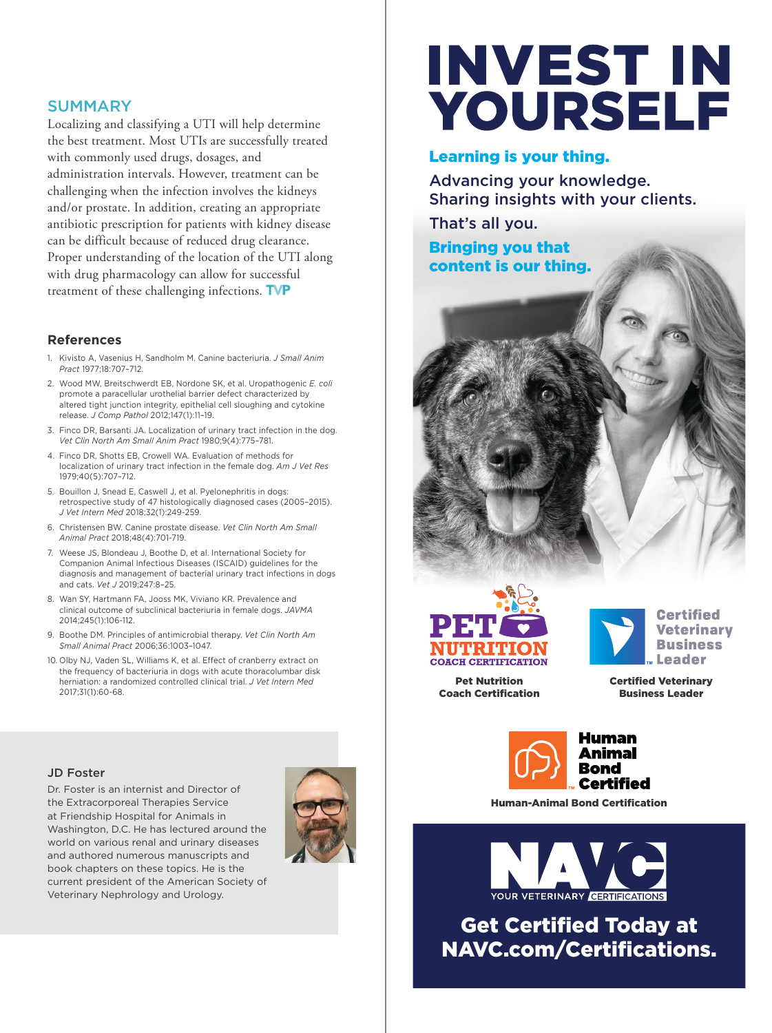## SUMMARY

Localizing and classifying a UTI will help determine the best treatment. Most UTIs are successfully treated with commonly used drugs, dosages, and administration intervals. However, treatment can be challenging when the infection involves the kidneys and/or prostate. In addition, creating an appropriate antibiotic prescription for patients with kidney disease can be difficult because of reduced drug clearance. Proper understanding of the location of the UTI along with drug pharmacology can allow for successful treatment of these challenging infections. TVP

### References

1. Kivisto A, Vasenius H, Sandholm M. Canine bacteriuria. *J Small Anim Pract* 1977;18:707–712.
2. Wood MW, Breitschwerdt EB, Nordone SK, et al. Uropathogenic *E. coli* promote a paracellular urothelial barrier defect characterized by altered tight junction integrity, epithelial cell sloughing and cytokine release. *J Comp Pathol* 2012;147(1):11–19.
3. Finco DR, Barsanti JA. Localization of urinary tract infection in the dog. *Vet Clin North Am Small Anim Pract* 1980;9(4):775–781.
4. Finco DR, Shotts EB, Crowell WA. Evaluation of methods for localization of urinary tract infection in the female dog. *Am J Vet Res* 1979;40(5):707–712.
5. Bouillon J, Snead E, Caswell J, et al. Pyelonephritis in dogs: retrospective study of 47 histologically diagnosed cases (2005–2015). *J Vet Intern Med* 2018;32(1):249-259.
6. Christensen BW. Canine prostate disease. *Vet Clin North Am Small Animal Pract* 2018;48(4):701-719.
7. Weese JS, Blondeau J, Boothe D, et al. International Society for Companion Animal Infectious Diseases (ISCAID) guidelines for the diagnosis and management of bacterial urinary tract infections in dogs and cats. *Vet J* 2019;247:8–25.
8. Wan SY, Hartmann FA, Jooss MK, Viviano KR. Prevalence and clinical outcome of subclinical bacteriuria in female dogs. *JAVMA* 2014;245(1):106-112.
9. Boothe DM. Principles of antimicrobial therapy. *Vet Clin North Am Small Animal Pract* 2006;36:1003–1047.
10. Olby NJ, Vaden SL, Williams K, et al. Effect of cranberry extract on the frequency of bacteriuria in dogs with acute thoracolumbar disk herniation: a randomized controlled clinical trial. *J Vet Intern Med* 2017;31(1):60-68.

**JD Foster**

Dr. Foster is an internist and Director of the Extracorporeal Therapies Service at Friendship Hospital for Animals in Washington, D.C. He has lectured around the world on various renal and urinary diseases and authored numerous manuscripts and book chapters on these topics. He is the current president of the American Society of Veterinary Nephrology and Urology.

# INVEST IN YOURSELF

**Learning is your thing.**

Advancing your knowledge.
Sharing insights with your clients.

That's all you.

**Bringing you that content is our thing.**

PET NUTRITION COACH CERTIFICATION

**Pet Nutrition Coach Certification**

Certified Veterinary Business Leader

**Certified Veterinary Business Leader**

Human Animal Bond Certified

**Human-Animal Bond Certification**

NAVC YOUR VETERINARY CERTIFICATIONS

**Get Certified Today at NAVC.com/Certifications.**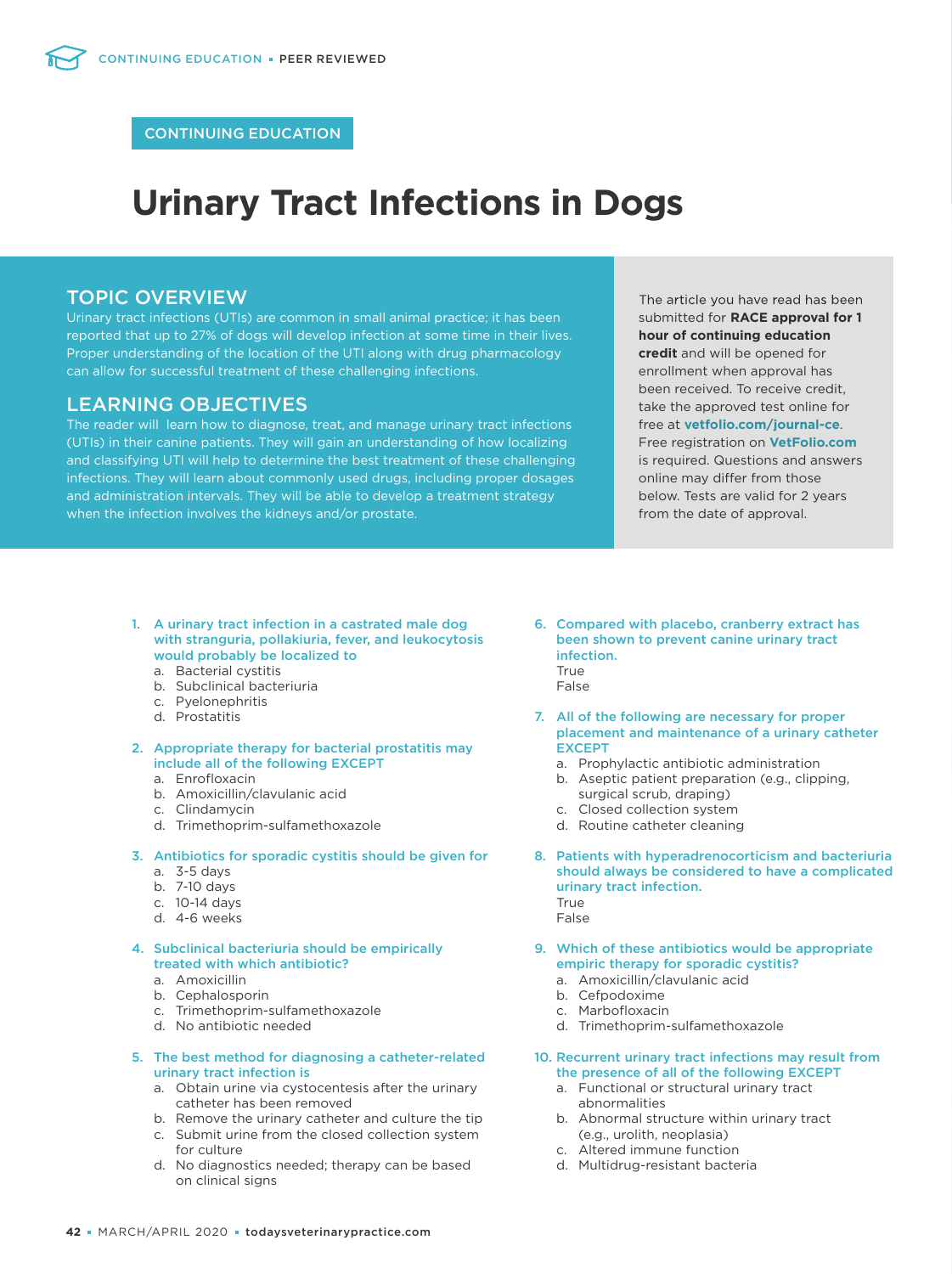CONTINUING EDUCATION

# Urinary Tract Infections in Dogs

## TOPIC OVERVIEW

Urinary tract infections (UTIs) are common in small animal practice; it has been reported that up to 27% of dogs will develop infection at some time in their lives. Proper understanding of the location of the UTI along with drug pharmacology can allow for successful treatment of these challenging infections.

## LEARNING OBJECTIVES

The reader will learn how to diagnose, treat, and manage urinary tract infections (UTIs) in their canine patients. They will gain an understanding of how localizing and classifying UTI will help to determine the best treatment of these challenging infections. They will learn about commonly used drugs, including proper dosages and administration intervals. They will be able to develop a treatment strategy when the infection involves the kidneys and/or prostate.

The article you have read has been submitted for **RACE approval for 1 hour of continuing education credit** and will be opened for enrollment when approval has been received. To receive credit, take the approved test online for free at **vetfolio.com/journal-ce**. Free registration on **VetFolio.com** is required. Questions and answers online may differ from those below. Tests are valid for 2 years from the date of approval.

1. **A urinary tract infection in a castrated male dog with stranguria, pollakiuria, fever, and leukocytosis would probably be localized to**
   a. Bacterial cystitis
   b. Subclinical bacteriuria
   c. Pyelonephritis
   d. Prostatitis

2. **Appropriate therapy for bacterial prostatitis may include all of the following EXCEPT**
   a. Enrofloxacin
   b. Amoxicillin/clavulanic acid
   c. Clindamycin
   d. Trimethoprim-sulfamethoxazole

3. **Antibiotics for sporadic cystitis should be given for**
   a. 3-5 days
   b. 7-10 days
   c. 10-14 days
   d. 4-6 weeks

4. **Subclinical bacteriuria should be empirically treated with which antibiotic?**
   a. Amoxicillin
   b. Cephalosporin
   c. Trimethoprim-sulfamethoxazole
   d. No antibiotic needed

5. **The best method for diagnosing a catheter-related urinary tract infection is**
   a. Obtain urine via cystocentesis after the urinary catheter has been removed
   b. Remove the urinary catheter and culture the tip
   c. Submit urine from the closed collection system for culture
   d. No diagnostics needed; therapy can be based on clinical signs

6. **Compared with placebo, cranberry extract has been shown to prevent canine urinary tract infection.**
   True
   False

7. **All of the following are necessary for proper placement and maintenance of a urinary catheter EXCEPT**
   a. Prophylactic antibiotic administration
   b. Aseptic patient preparation (e.g., clipping, surgical scrub, draping)
   c. Closed collection system
   d. Routine catheter cleaning

8. **Patients with hyperadrenocorticism and bacteriuria should always be considered to have a complicated urinary tract infection.**
   True
   False

9. **Which of these antibiotics would be appropriate empiric therapy for sporadic cystitis?**
   a. Amoxicillin/clavulanic acid
   b. Cefpodoxime
   c. Marbofloxacin
   d. Trimethoprim-sulfamethoxazole

10. **Recurrent urinary tract infections may result from the presence of all of the following EXCEPT**
    a. Functional or structural urinary tract abnormalities
    b. Abnormal structure within urinary tract (e.g., urolith, neoplasia)
    c. Altered immune function
    d. Multidrug-resistant bacteria